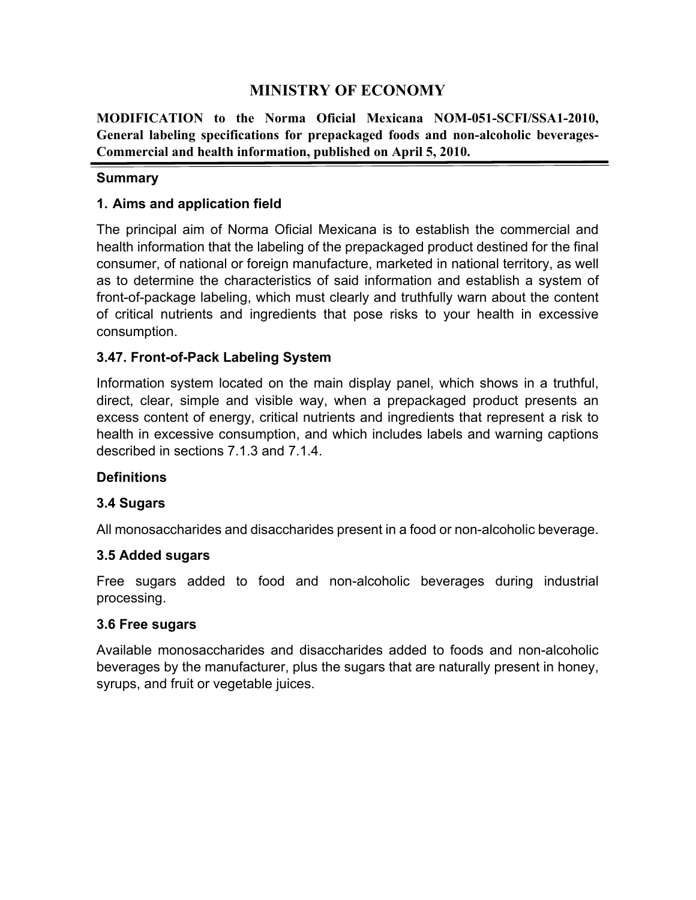# MINISTRY OF ECONOMY

**MODIFICATION to the Norma Oficial Mexicana NOM-051-SCFI/SSA1-2010, General labeling specifications for prepackaged foods and non-alcoholic beverages-Commercial and health information, published on April 5, 2010.**

### Summary

### 1. Aims and application field

The principal aim of Norma Oficial Mexicana is to establish the commercial and health information that the labeling of the prepackaged product destined for the final consumer, of national or foreign manufacture, marketed in national territory, as well as to determine the characteristics of said information and establish a system of front-of-package labeling, which must clearly and truthfully warn about the content of critical nutrients and ingredients that pose risks to your health in excessive consumption.

### 3.47. Front-of-Pack Labeling System

Information system located on the main display panel, which shows in a truthful, direct, clear, simple and visible way, when a prepackaged product presents an excess content of energy, critical nutrients and ingredients that represent a risk to health in excessive consumption, and which includes labels and warning captions described in sections 7.1.3 and 7.1.4.

### Definitions

### 3.4 Sugars

All monosaccharides and disaccharides present in a food or non-alcoholic beverage.

### 3.5 Added sugars

Free sugars added to food and non-alcoholic beverages during industrial processing.

### 3.6 Free sugars

Available monosaccharides and disaccharides added to foods and non-alcoholic beverages by the manufacturer, plus the sugars that are naturally present in honey, syrups, and fruit or vegetable juices.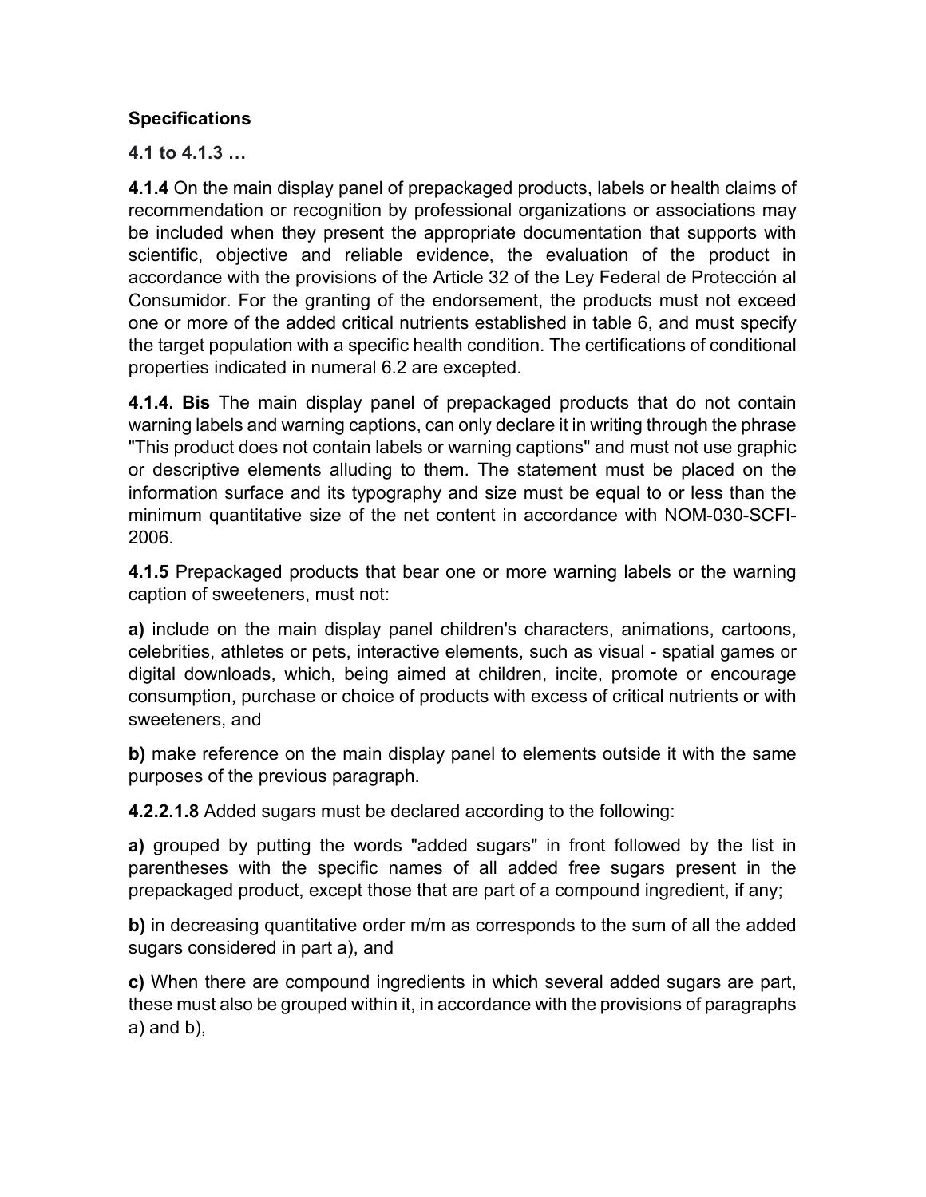**Specifications**

**4.1 to 4.1.3 …**

**4.1.4** On the main display panel of prepackaged products, labels or health claims of recommendation or recognition by professional organizations or associations may be included when they present the appropriate documentation that supports with scientific, objective and reliable evidence, the evaluation of the product in accordance with the provisions of the Article 32 of the Ley Federal de Protección al Consumidor. For the granting of the endorsement, the products must not exceed one or more of the added critical nutrients established in table 6, and must specify the target population with a specific health condition. The certifications of conditional properties indicated in numeral 6.2 are excepted.

**4.1.4. Bis** The main display panel of prepackaged products that do not contain warning labels and warning captions, can only declare it in writing through the phrase "This product does not contain labels or warning captions" and must not use graphic or descriptive elements alluding to them. The statement must be placed on the information surface and its typography and size must be equal to or less than the minimum quantitative size of the net content in accordance with NOM-030-SCFI-2006.

**4.1.5** Prepackaged products that bear one or more warning labels or the warning caption of sweeteners, must not:

**a)** include on the main display panel children's characters, animations, cartoons, celebrities, athletes or pets, interactive elements, such as visual - spatial games or digital downloads, which, being aimed at children, incite, promote or encourage consumption, purchase or choice of products with excess of critical nutrients or with sweeteners, and

**b)** make reference on the main display panel to elements outside it with the same purposes of the previous paragraph.

**4.2.2.1.8** Added sugars must be declared according to the following:

**a)** grouped by putting the words "added sugars" in front followed by the list in parentheses with the specific names of all added free sugars present in the prepackaged product, except those that are part of a compound ingredient, if any;

**b)** in decreasing quantitative order m/m as corresponds to the sum of all the added sugars considered in part a), and

**c)** When there are compound ingredients in which several added sugars are part, these must also be grouped within it, in accordance with the provisions of paragraphs a) and b),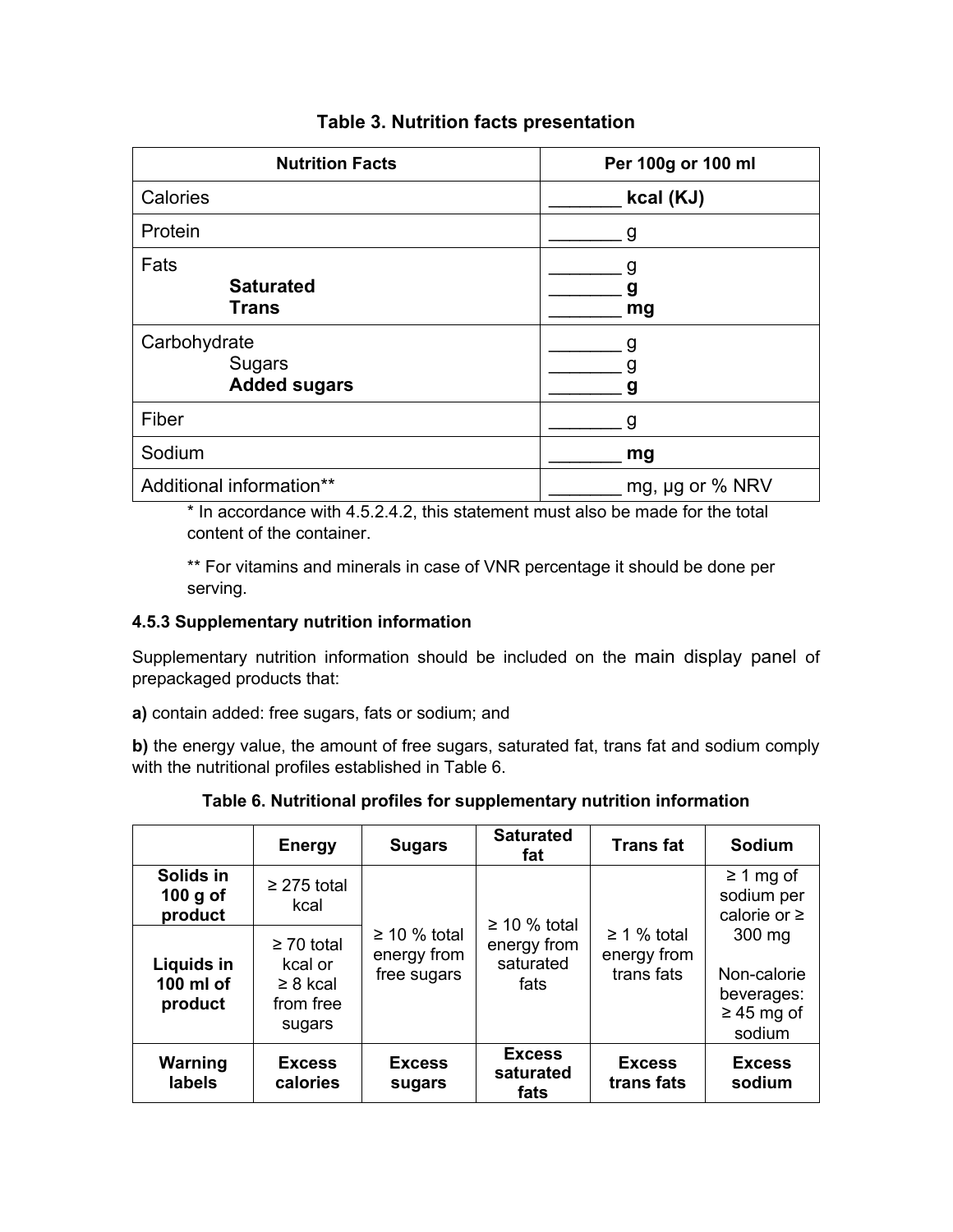**Table 3. Nutrition facts presentation**

| **Nutrition Facts** | **Per 100g or 100 ml** |
|---|---|
| Calories | _______ **kcal (KJ)** |
| Protein | _______ g |
| Fats<br>**Saturated**<br>**Trans** | _______ g<br>_______ **g**<br>_______ **mg** |
| Carbohydrate<br>Sugars<br>**Added sugars** | _______ g<br>_______ g<br>_______ **g** |
| Fiber | _______ g |
| Sodium | _______ **mg** |
| Additional information** | _______ mg, µg or % NRV |

\* In accordance with 4.5.2.4.2, this statement must also be made for the total content of the container.

** For vitamins and minerals in case of VNR percentage it should be done per serving.

**4.5.3 Supplementary nutrition information**

Supplementary nutrition information should be included on the main display panel of prepackaged products that:

**a)** contain added: free sugars, fats or sodium; and

**b)** the energy value, the amount of free sugars, saturated fat, trans fat and sodium comply with the nutritional profiles established in Table 6.

**Table 6. Nutritional profiles for supplementary nutrition information**

| | **Energy** | **Sugars** | **Saturated fat** | **Trans fat** | **Sodium** |
|---|---|---|---|---|---|
| **Solids in 100 g of product** | ≥ 275 total kcal | ≥ 10 % total energy from free sugars | ≥ 10 % total energy from saturated fats | ≥ 1 % total energy from trans fats | ≥ 1 mg of sodium per calorie or ≥ 300 mg<br><br>Non-calorie beverages: ≥ 45 mg of sodium |
| **Liquids in 100 ml of product** | ≥ 70 total kcal or ≥ 8 kcal from free sugars | | | | |
| **Warning labels** | **Excess calories** | **Excess sugars** | **Excess saturated fats** | **Excess trans fats** | **Excess sodium** |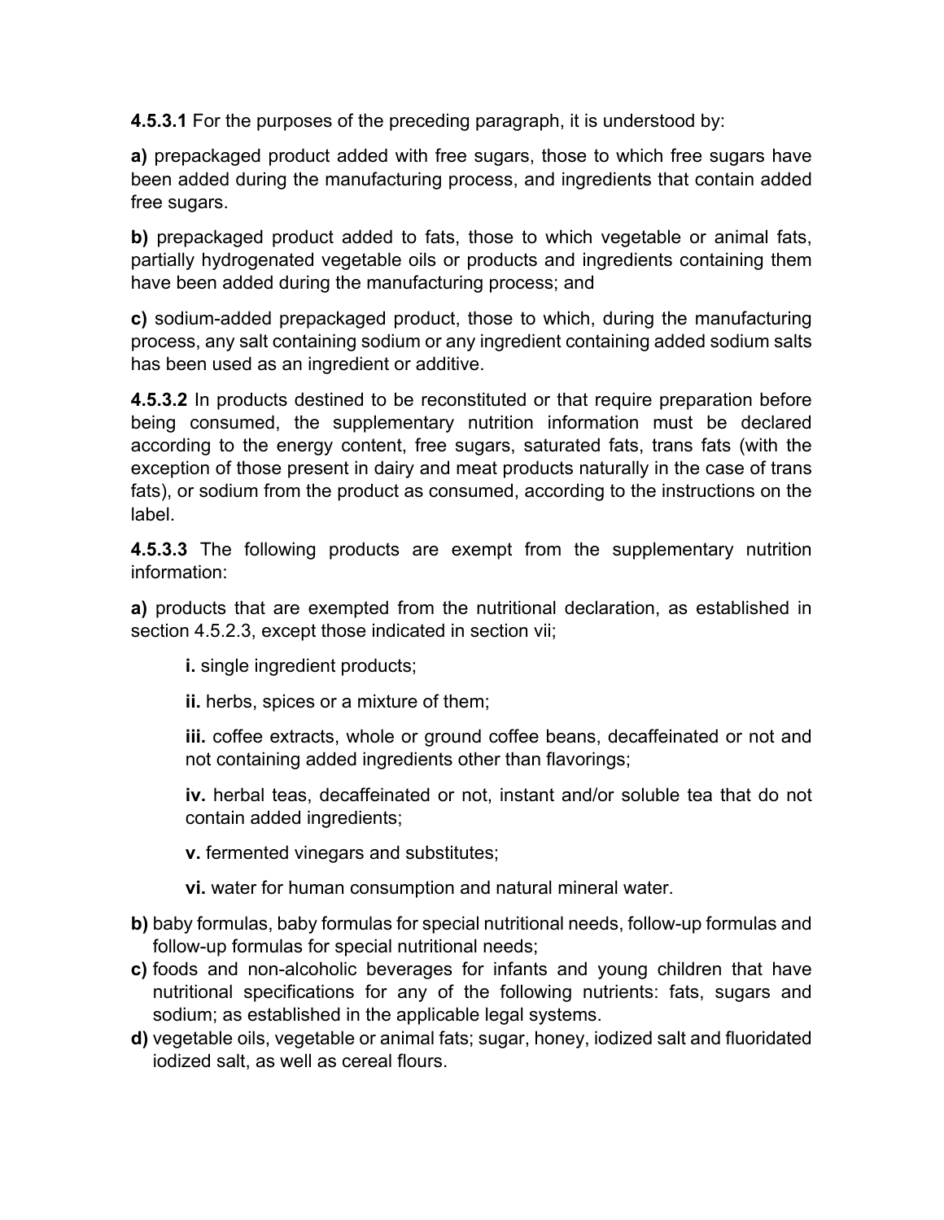**4.5.3.1** For the purposes of the preceding paragraph, it is understood by:

**a)** prepackaged product added with free sugars, those to which free sugars have been added during the manufacturing process, and ingredients that contain added free sugars.

**b)** prepackaged product added to fats, those to which vegetable or animal fats, partially hydrogenated vegetable oils or products and ingredients containing them have been added during the manufacturing process; and

**c)** sodium-added prepackaged product, those to which, during the manufacturing process, any salt containing sodium or any ingredient containing added sodium salts has been used as an ingredient or additive.

**4.5.3.2** In products destined to be reconstituted or that require preparation before being consumed, the supplementary nutrition information must be declared according to the energy content, free sugars, saturated fats, trans fats (with the exception of those present in dairy and meat products naturally in the case of trans fats), or sodium from the product as consumed, according to the instructions on the label.

**4.5.3.3** The following products are exempt from the supplementary nutrition information:

**a)** products that are exempted from the nutritional declaration, as established in section 4.5.2.3, except those indicated in section vii;

- **i.** single ingredient products;
- **ii.** herbs, spices or a mixture of them;
- **iii.** coffee extracts, whole or ground coffee beans, decaffeinated or not and not containing added ingredients other than flavorings;
- **iv.** herbal teas, decaffeinated or not, instant and/or soluble tea that do not contain added ingredients;
- **v.** fermented vinegars and substitutes;
- **vi.** water for human consumption and natural mineral water.

**b)** baby formulas, baby formulas for special nutritional needs, follow-up formulas and follow-up formulas for special nutritional needs;

**c)** foods and non-alcoholic beverages for infants and young children that have nutritional specifications for any of the following nutrients: fats, sugars and sodium; as established in the applicable legal systems.

**d)** vegetable oils, vegetable or animal fats; sugar, honey, iodized salt and fluoridated iodized salt, as well as cereal flours.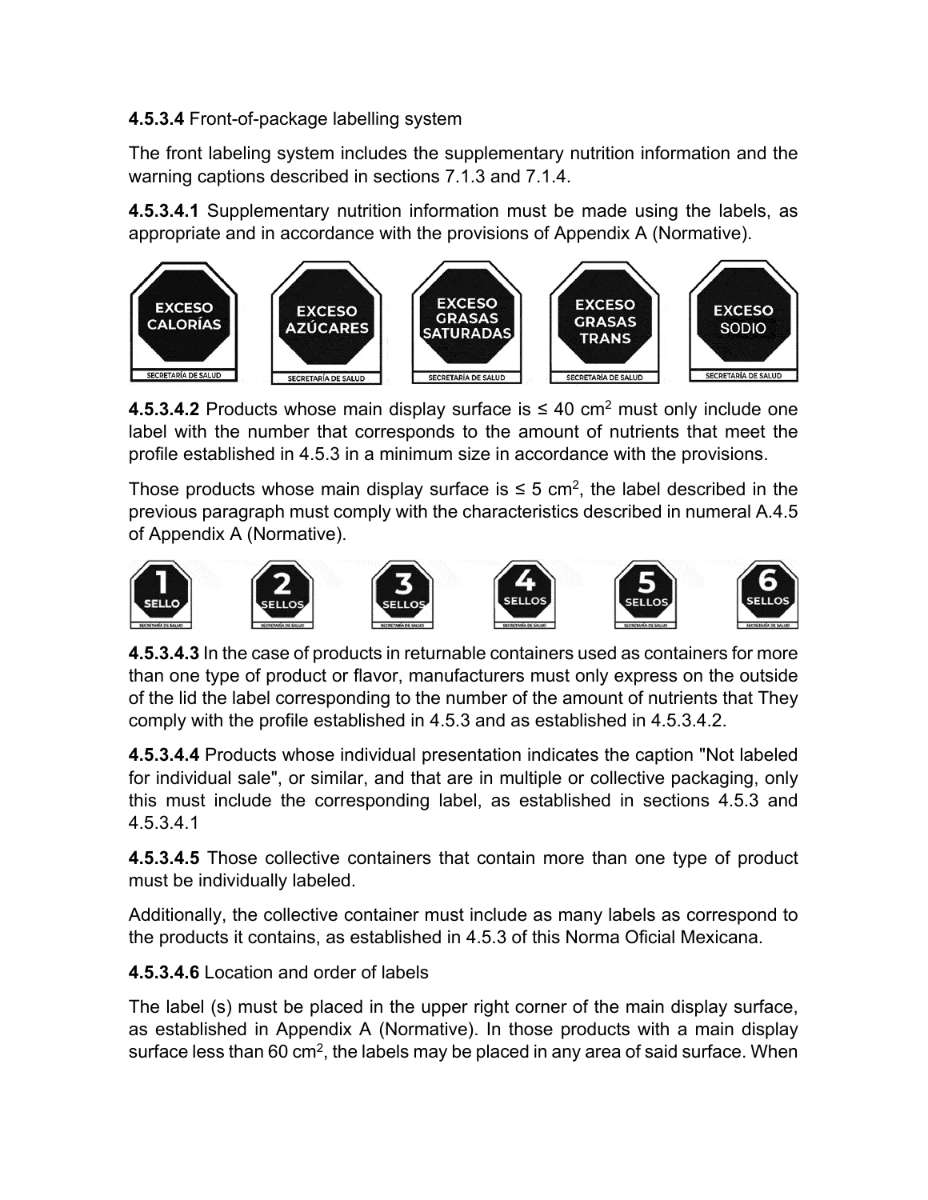**4.5.3.4** Front-of-package labelling system

The front labeling system includes the supplementary nutrition information and the warning captions described in sections 7.1.3 and 7.1.4.

**4.5.3.4.1** Supplementary nutrition information must be made using the labels, as appropriate and in accordance with the provisions of Appendix A (Normative).

**4.5.3.4.2** Products whose main display surface is ≤ 40 cm$^2$ must only include one label with the number that corresponds to the amount of nutrients that meet the profile established in 4.5.3 in a minimum size in accordance with the provisions.

Those products whose main display surface is ≤ 5 cm$^2$, the label described in the previous paragraph must comply with the characteristics described in numeral A.4.5 of Appendix A (Normative).

**4.5.3.4.3** In the case of products in returnable containers used as containers for more than one type of product or flavor, manufacturers must only express on the outside of the lid the label corresponding to the number of the amount of nutrients that They comply with the profile established in 4.5.3 and as established in 4.5.3.4.2.

**4.5.3.4.4** Products whose individual presentation indicates the caption "Not labeled for individual sale", or similar, and that are in multiple or collective packaging, only this must include the corresponding label, as established in sections 4.5.3 and 4.5.3.4.1

**4.5.3.4.5** Those collective containers that contain more than one type of product must be individually labeled.

Additionally, the collective container must include as many labels as correspond to the products it contains, as established in 4.5.3 of this Norma Oficial Mexicana.

**4.5.3.4.6** Location and order of labels

The label (s) must be placed in the upper right corner of the main display surface, as established in Appendix A (Normative). In those products with a main display surface less than 60 cm$^2$, the labels may be placed in any area of said surface. When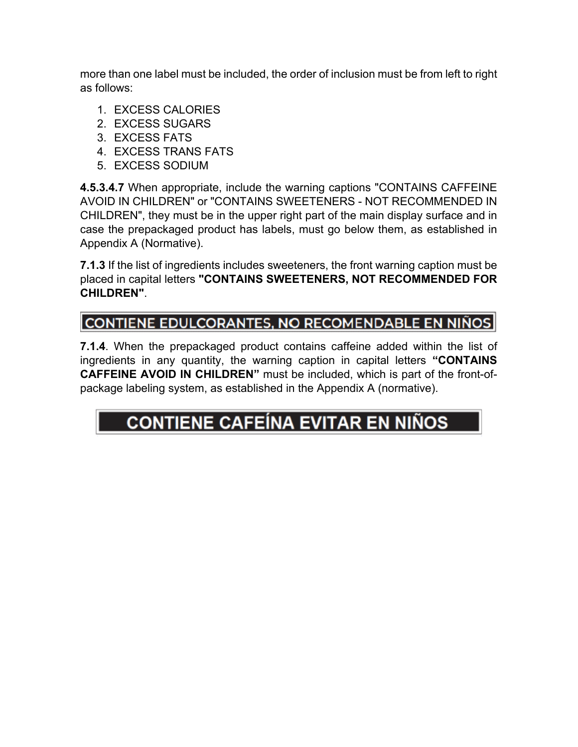more than one label must be included, the order of inclusion must be from left to right as follows:

1. EXCESS CALORIES
2. EXCESS SUGARS
3. EXCESS FATS
4. EXCESS TRANS FATS
5. EXCESS SODIUM

**4.5.3.4.7** When appropriate, include the warning captions "CONTAINS CAFFEINE AVOID IN CHILDREN" or "CONTAINS SWEETENERS - NOT RECOMMENDED IN CHILDREN", they must be in the upper right part of the main display surface and in case the prepackaged product has labels, must go below them, as established in Appendix A (Normative).

**7.1.3** If the list of ingredients includes sweeteners, the front warning caption must be placed in capital letters **"CONTAINS SWEETENERS, NOT RECOMMENDED FOR CHILDREN"**.

CONTIENE EDULCORANTES, NO RECOMENDABLE EN NIÑOS

**7.1.4**. When the prepackaged product contains caffeine added within the list of ingredients in any quantity, the warning caption in capital letters **"CONTAINS CAFFEINE AVOID IN CHILDREN"** must be included, which is part of the front-of-package labeling system, as established in the Appendix A (normative).

CONTIENE CAFEÍNA EVITAR EN NIÑOS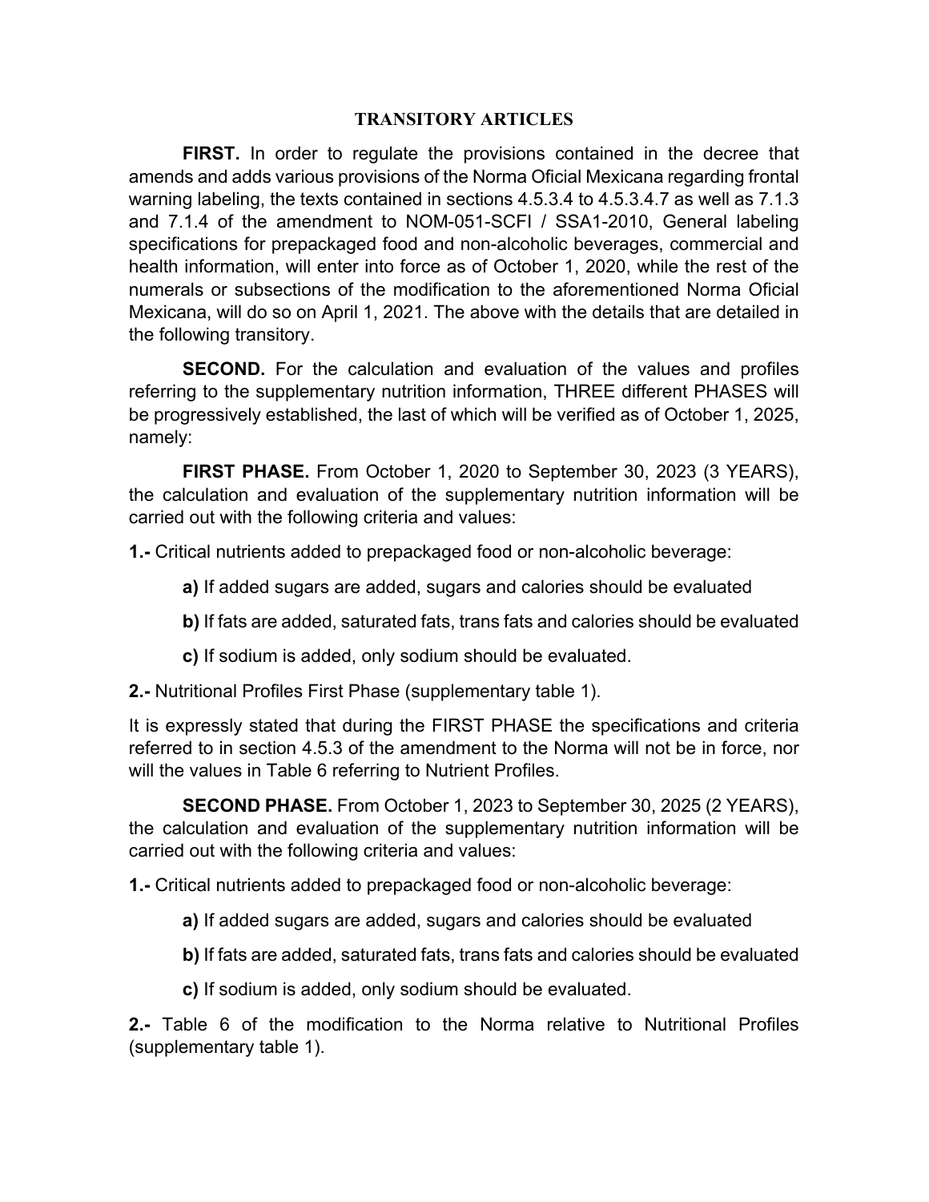## TRANSITORY ARTICLES

**FIRST.** In order to regulate the provisions contained in the decree that amends and adds various provisions of the Norma Oficial Mexicana regarding frontal warning labeling, the texts contained in sections 4.5.3.4 to 4.5.3.4.7 as well as 7.1.3 and 7.1.4 of the amendment to NOM-051-SCFI / SSA1-2010, General labeling specifications for prepackaged food and non-alcoholic beverages, commercial and health information, will enter into force as of October 1, 2020, while the rest of the numerals or subsections of the modification to the aforementioned Norma Oficial Mexicana, will do so on April 1, 2021. The above with the details that are detailed in the following transitory.

**SECOND.** For the calculation and evaluation of the values and profiles referring to the supplementary nutrition information, THREE different PHASES will be progressively established, the last of which will be verified as of October 1, 2025, namely:

**FIRST PHASE.** From October 1, 2020 to September 30, 2023 (3 YEARS), the calculation and evaluation of the supplementary nutrition information will be carried out with the following criteria and values:

**1.-** Critical nutrients added to prepackaged food or non-alcoholic beverage:

**a)** If added sugars are added, sugars and calories should be evaluated

**b)** If fats are added, saturated fats, trans fats and calories should be evaluated

**c)** If sodium is added, only sodium should be evaluated.

**2.-** Nutritional Profiles First Phase (supplementary table 1).

It is expressly stated that during the FIRST PHASE the specifications and criteria referred to in section 4.5.3 of the amendment to the Norma will not be in force, nor will the values in Table 6 referring to Nutrient Profiles.

**SECOND PHASE.** From October 1, 2023 to September 30, 2025 (2 YEARS), the calculation and evaluation of the supplementary nutrition information will be carried out with the following criteria and values:

**1.-** Critical nutrients added to prepackaged food or non-alcoholic beverage:

**a)** If added sugars are added, sugars and calories should be evaluated

**b)** If fats are added, saturated fats, trans fats and calories should be evaluated

**c)** If sodium is added, only sodium should be evaluated.

**2.-** Table 6 of the modification to the Norma relative to Nutritional Profiles (supplementary table 1).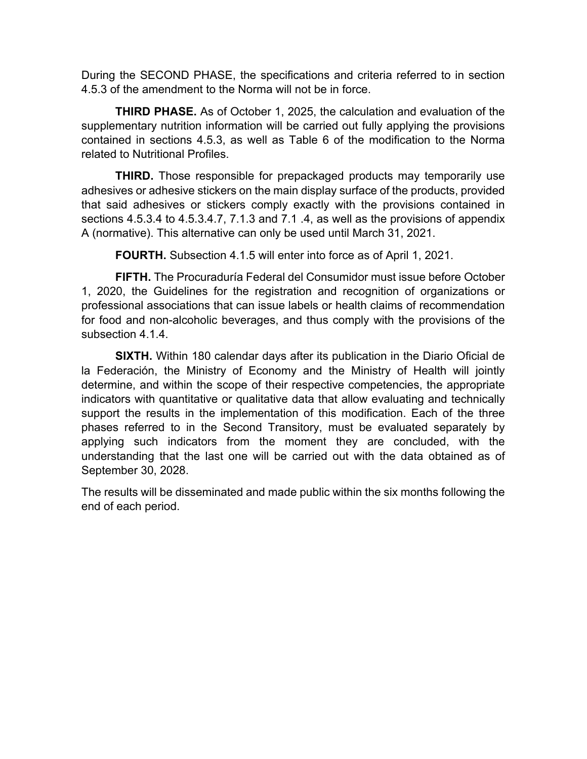During the SECOND PHASE, the specifications and criteria referred to in section 4.5.3 of the amendment to the Norma will not be in force.

**THIRD PHASE.** As of October 1, 2025, the calculation and evaluation of the supplementary nutrition information will be carried out fully applying the provisions contained in sections 4.5.3, as well as Table 6 of the modification to the Norma related to Nutritional Profiles.

**THIRD.** Those responsible for prepackaged products may temporarily use adhesives or adhesive stickers on the main display surface of the products, provided that said adhesives or stickers comply exactly with the provisions contained in sections 4.5.3.4 to 4.5.3.4.7, 7.1.3 and 7.1 .4, as well as the provisions of appendix A (normative). This alternative can only be used until March 31, 2021.

**FOURTH.** Subsection 4.1.5 will enter into force as of April 1, 2021.

**FIFTH.** The Procuraduría Federal del Consumidor must issue before October 1, 2020, the Guidelines for the registration and recognition of organizations or professional associations that can issue labels or health claims of recommendation for food and non-alcoholic beverages, and thus comply with the provisions of the subsection 4.1.4.

**SIXTH.** Within 180 calendar days after its publication in the Diario Oficial de la Federación, the Ministry of Economy and the Ministry of Health will jointly determine, and within the scope of their respective competencies, the appropriate indicators with quantitative or qualitative data that allow evaluating and technically support the results in the implementation of this modification. Each of the three phases referred to in the Second Transitory, must be evaluated separately by applying such indicators from the moment they are concluded, with the understanding that the last one will be carried out with the data obtained as of September 30, 2028.

The results will be disseminated and made public within the six months following the end of each period.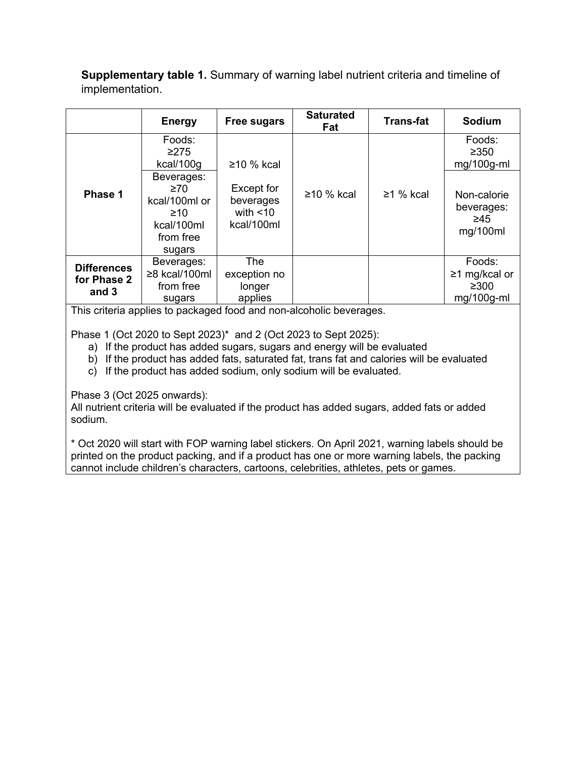**Supplementary table 1.** Summary of warning label nutrient criteria and timeline of implementation.

| | Energy | Free sugars | Saturated Fat | Trans-fat | Sodium |
|---|---|---|---|---|---|
| **Phase 1** | Foods: ≥275 kcal/100g | ≥10 % kcal<br><br>Except for beverages with <10 kcal/100ml | ≥10 % kcal | ≥1 % kcal | Foods: ≥350 mg/100g-ml |
| | Beverages: ≥70 kcal/100ml or ≥10 kcal/100ml from free sugars | | | | Non-calorie beverages: ≥45 mg/100ml |
| **Differences for Phase 2 and 3** | Beverages: ≥8 kcal/100ml from free sugars | The exception no longer applies | | | Foods: ≥1 mg/kcal or ≥300 mg/100g-ml |

This criteria applies to packaged food and non-alcoholic beverages.

Phase 1 (Oct 2020 to Sept 2023)* and 2 (Oct 2023 to Sept 2025):

a) If the product has added sugars, sugars and energy will be evaluated
b) If the product has added fats, saturated fat, trans fat and calories will be evaluated
c) If the product has added sodium, only sodium will be evaluated.

Phase 3 (Oct 2025 onwards):
All nutrient criteria will be evaluated if the product has added sugars, added fats or added sodium.

* Oct 2020 will start with FOP warning label stickers. On April 2021, warning labels should be printed on the product packing, and if a product has one or more warning labels, the packing cannot include children's characters, cartoons, celebrities, athletes, pets or games.